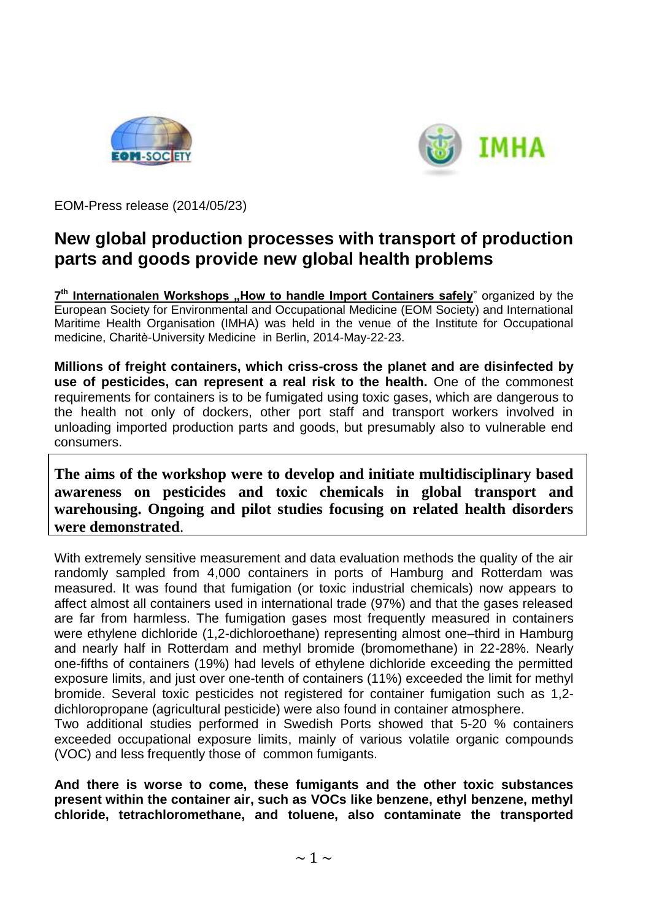EOM-Press release (2014/05/23)

# New global production processes with transport of production parts and goods provide new global health problems

**7th Internationalen Workshops „How to handle Import Containers safely**" organized by the European Society for Environmental and Occupational Medicine (EOM Society) and International Maritime Health Organisation (IMHA) was held in the venue of the Institute for Occupational medicine, Charitè-University Medicine in Berlin, 2014-May-22-23.

**Millions of freight containers, which criss-cross the planet and are disinfected by use of pesticides, can represent a real risk to the health.** One of the commonest requirements for containers is to be fumigated using toxic gases, which are dangerous to the health not only of dockers, other port staff and transport workers involved in unloading imported production parts and goods, but presumably also to vulnerable end consumers.

**The aims of the workshop were to develop and initiate multidisciplinary based awareness on pesticides and toxic chemicals in global transport and warehousing. Ongoing and pilot studies focusing on related health disorders were demonstrated**.

With extremely sensitive measurement and data evaluation methods the quality of the air randomly sampled from 4,000 containers in ports of Hamburg and Rotterdam was measured. It was found that fumigation (or toxic industrial chemicals) now appears to affect almost all containers used in international trade (97%) and that the gases released are far from harmless. The fumigation gases most frequently measured in containers were ethylene dichloride (1,2-dichloroethane) representing almost one–third in Hamburg and nearly half in Rotterdam and methyl bromide (bromomethane) in 22-28%. Nearly one-fifths of containers (19%) had levels of ethylene dichloride exceeding the permitted exposure limits, and just over one-tenth of containers (11%) exceeded the limit for methyl bromide. Several toxic pesticides not registered for container fumigation such as 1,2-dichloropropane (agricultural pesticide) were also found in container atmosphere.
Two additional studies performed in Swedish Ports showed that 5-20 % containers exceeded occupational exposure limits, mainly of various volatile organic compounds (VOC) and less frequently those of common fumigants.

**And there is worse to come, these fumigants and the other toxic substances present within the container air, such as VOCs like benzene, ethyl benzene, methyl chloride, tetrachloromethane, and toluene, also contaminate the transported**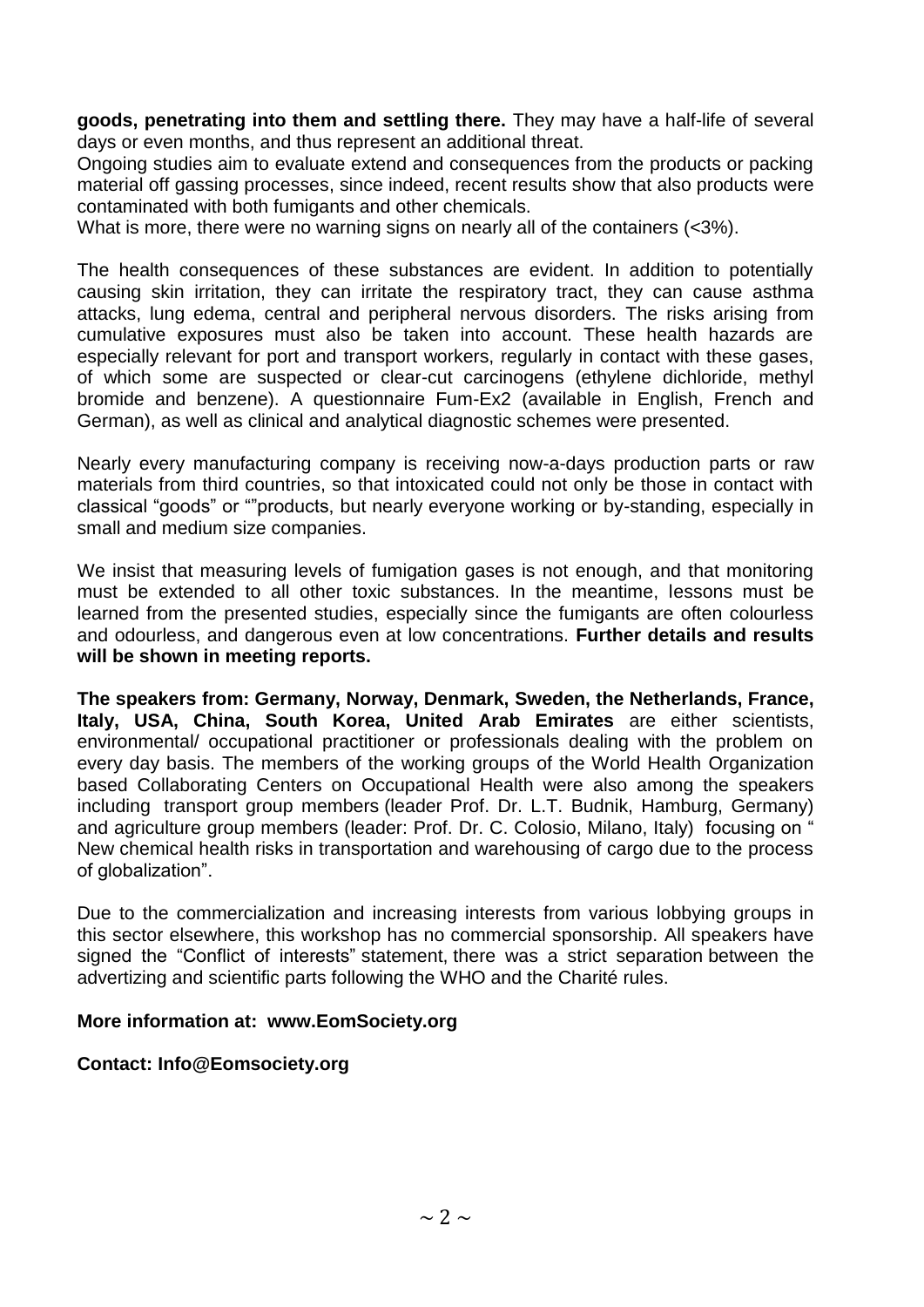**goods, penetrating into them and settling there.** They may have a half-life of several days or even months, and thus represent an additional threat.
Ongoing studies aim to evaluate extend and consequences from the products or packing material off gassing processes, since indeed, recent results show that also products were contaminated with both fumigants and other chemicals.
What is more, there were no warning signs on nearly all of the containers (<3%).

The health consequences of these substances are evident. In addition to potentially causing skin irritation, they can irritate the respiratory tract, they can cause asthma attacks, lung edema, central and peripheral nervous disorders. The risks arising from cumulative exposures must also be taken into account. These health hazards are especially relevant for port and transport workers, regularly in contact with these gases, of which some are suspected or clear-cut carcinogens (ethylene dichloride, methyl bromide and benzene). A questionnaire Fum-Ex2 (available in English, French and German), as well as clinical and analytical diagnostic schemes were presented.

Nearly every manufacturing company is receiving now-a-days production parts or raw materials from third countries, so that intoxicated could not only be those in contact with classical "goods" or ""products, but nearly everyone working or by-standing, especially in small and medium size companies.

We insist that measuring levels of fumigation gases is not enough, and that monitoring must be extended to all other toxic substances. In the meantime, lessons must be learned from the presented studies, especially since the fumigants are often colourless and odourless, and dangerous even at low concentrations. **Further details and results will be shown in meeting reports.**

**The speakers from: Germany, Norway, Denmark, Sweden, the Netherlands, France, Italy, USA, China, South Korea, United Arab Emirates** are either scientists, environmental/ occupational practitioner or professionals dealing with the problem on every day basis. The members of the working groups of the World Health Organization based Collaborating Centers on Occupational Health were also among the speakers including transport group members (leader Prof. Dr. L.T. Budnik, Hamburg, Germany) and agriculture group members (leader: Prof. Dr. C. Colosio, Milano, Italy) focusing on " New chemical health risks in transportation and warehousing of cargo due to the process of globalization".

Due to the commercialization and increasing interests from various lobbying groups in this sector elsewhere, this workshop has no commercial sponsorship. All speakers have signed the "Conflict of interests" statement, there was a strict separation between the advertizing and scientific parts following the WHO and the Charité rules.

**More information at: www.EomSociety.org**

**Contact: Info@Eomsociety.org**